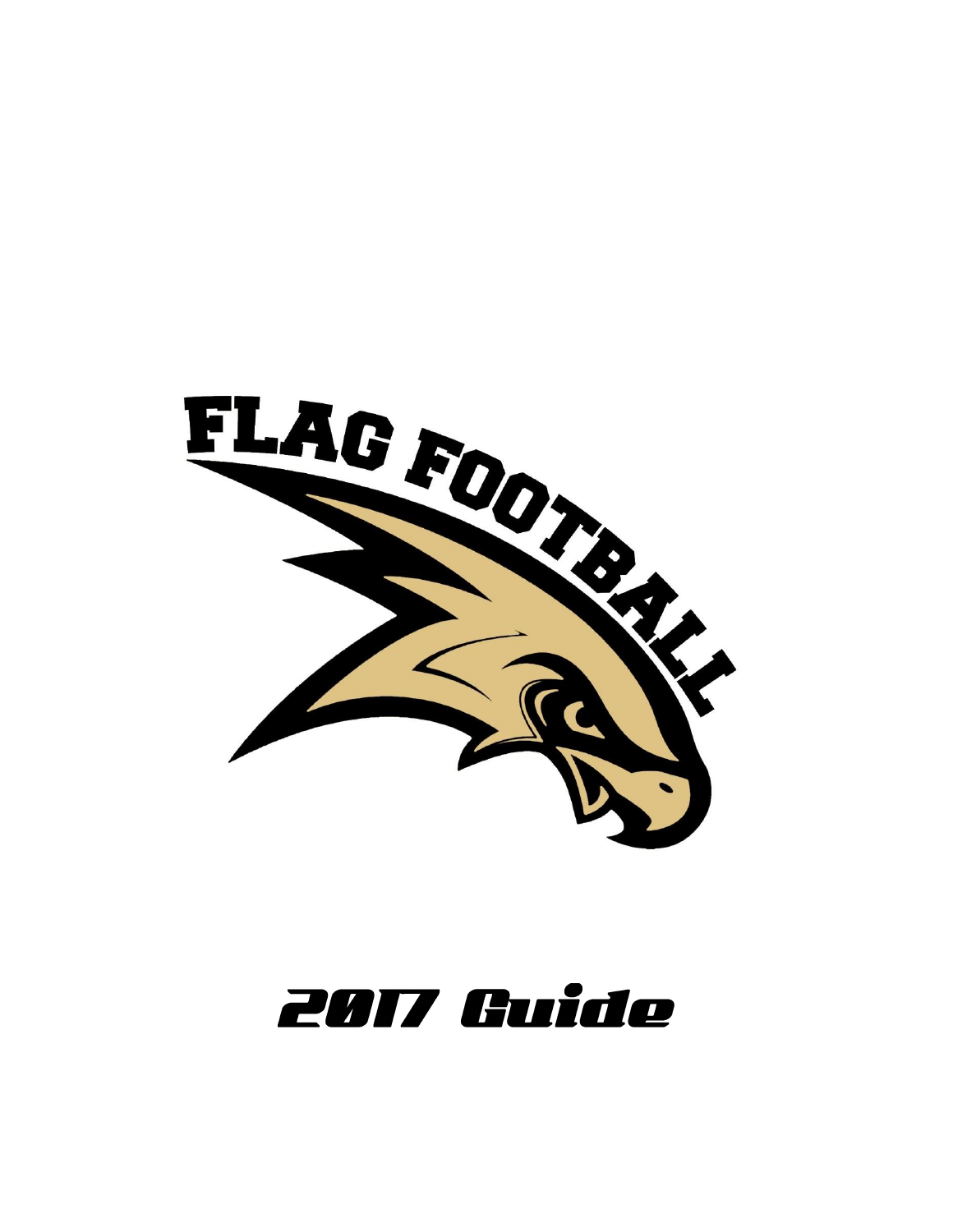FLAG FOOTBALL

# 2017 Guide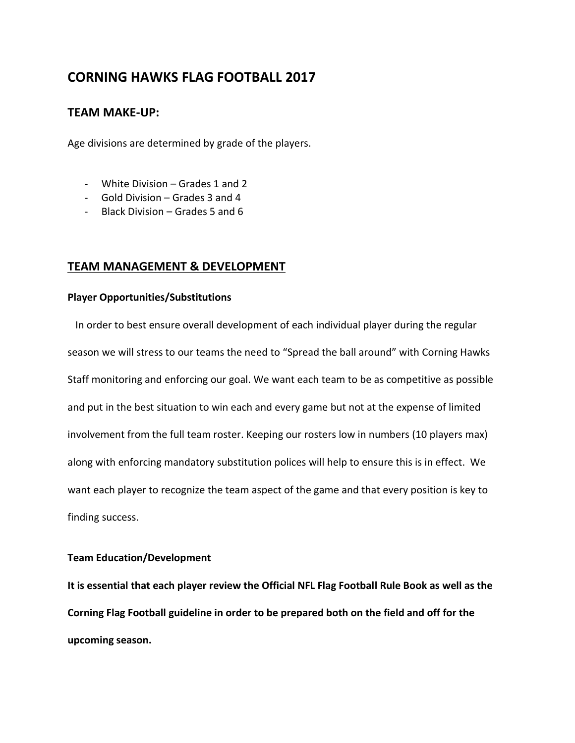# CORNING HAWKS FLAG FOOTBALL 2017

## TEAM MAKE-UP:

Age divisions are determined by grade of the players.

- White Division – Grades 1 and 2
- Gold Division – Grades 3 and 4
- Black Division – Grades 5 and 6

## TEAM MANAGEMENT & DEVELOPMENT

**Player Opportunities/Substitutions**

In order to best ensure overall development of each individual player during the regular season we will stress to our teams the need to "Spread the ball around" with Corning Hawks Staff monitoring and enforcing our goal. We want each team to be as competitive as possible and put in the best situation to win each and every game but not at the expense of limited involvement from the full team roster. Keeping our rosters low in numbers (10 players max) along with enforcing mandatory substitution polices will help to ensure this is in effect. We want each player to recognize the team aspect of the game and that every position is key to finding success.

**Team Education/Development**

**It is essential that each player review the Official NFL Flag Football Rule Book as well as the Corning Flag Football guideline in order to be prepared both on the field and off for the upcoming season.**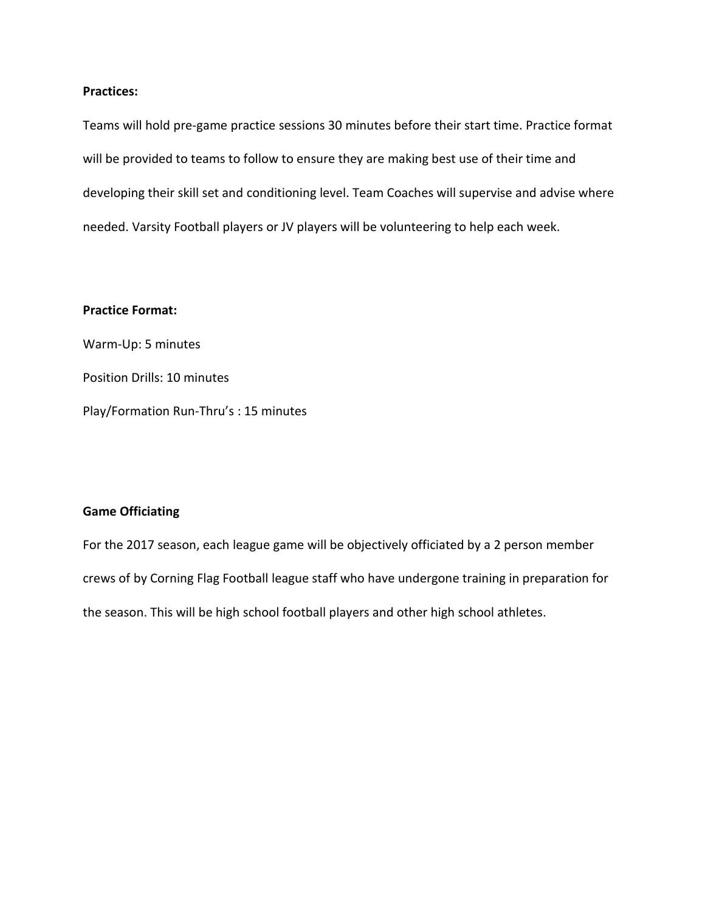**Practices:**

Teams will hold pre-game practice sessions 30 minutes before their start time. Practice format will be provided to teams to follow to ensure they are making best use of their time and developing their skill set and conditioning level. Team Coaches will supervise and advise where needed. Varsity Football players or JV players will be volunteering to help each week.

**Practice Format:**

Warm-Up: 5 minutes

Position Drills: 10 minutes

Play/Formation Run-Thru's : 15 minutes

**Game Officiating**

For the 2017 season, each league game will be objectively officiated by a 2 person member crews of by Corning Flag Football league staff who have undergone training in preparation for the season. This will be high school football players and other high school athletes.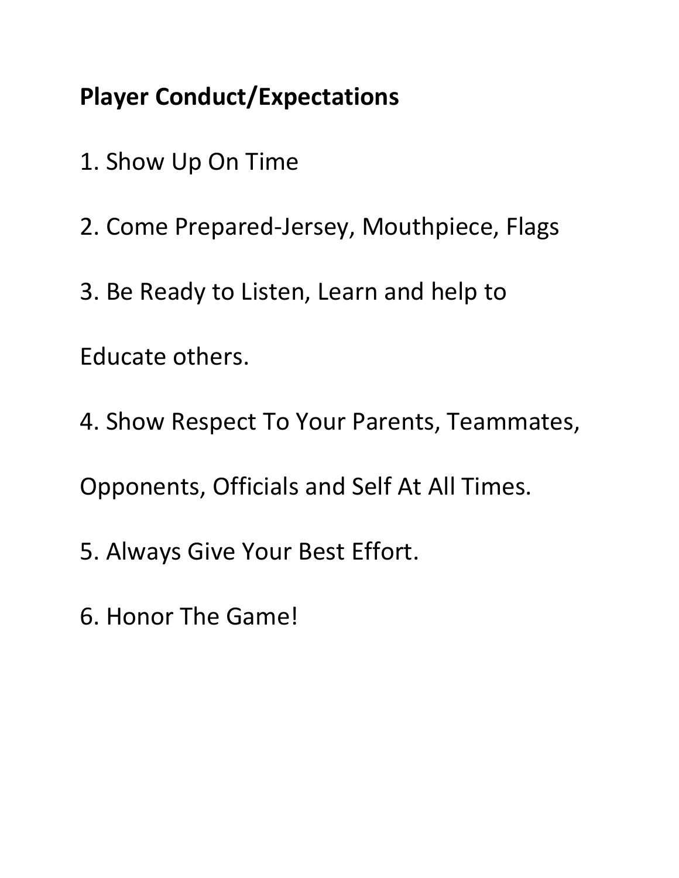**Player Conduct/Expectations**

1. Show Up On Time
2. Come Prepared-Jersey, Mouthpiece, Flags
3. Be Ready to Listen, Learn and help to Educate others.
4. Show Respect To Your Parents, Teammates, Opponents, Officials and Self At All Times.
5. Always Give Your Best Effort.
6. Honor The Game!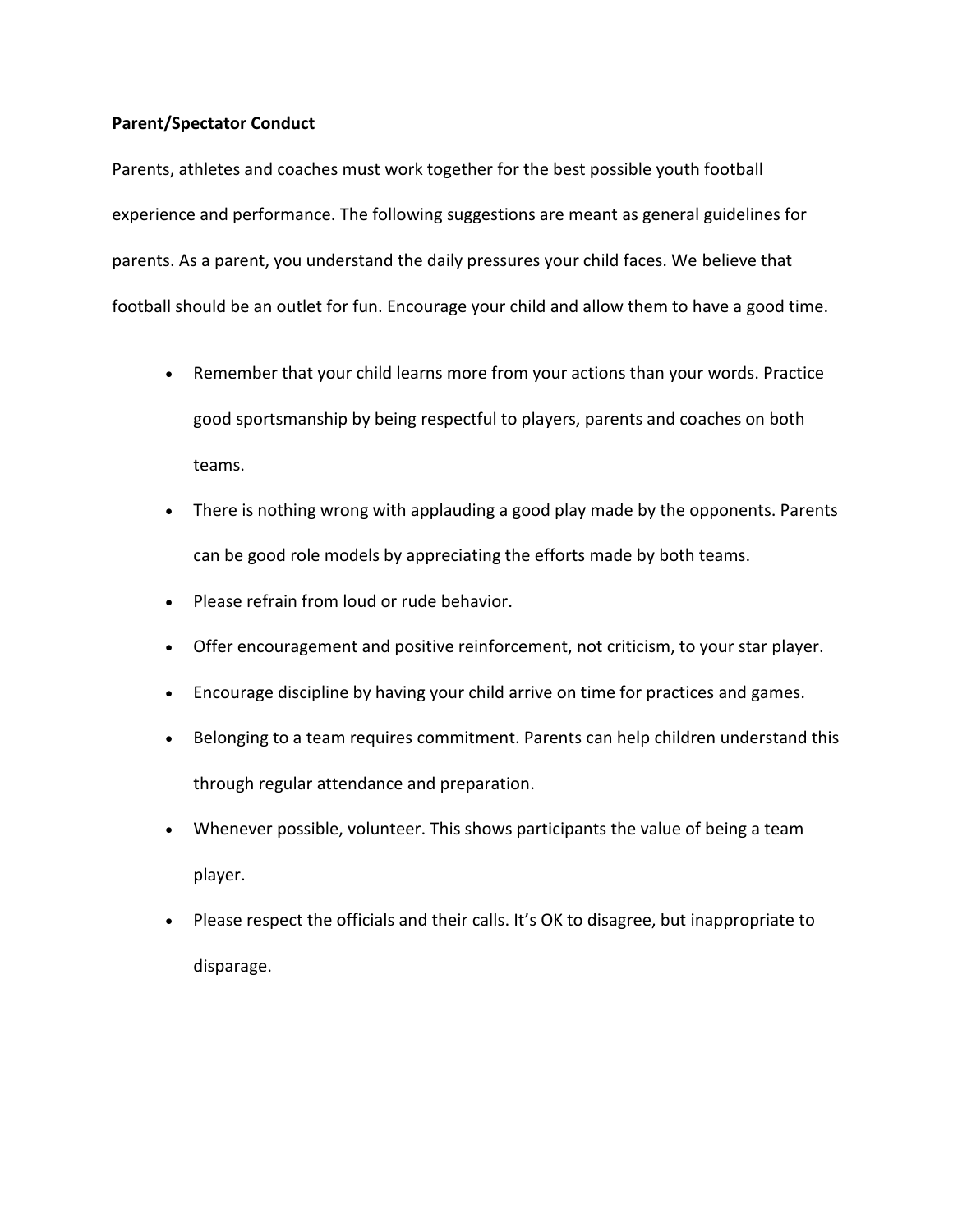**Parent/Spectator Conduct**

Parents, athletes and coaches must work together for the best possible youth football experience and performance. The following suggestions are meant as general guidelines for parents. As a parent, you understand the daily pressures your child faces. We believe that football should be an outlet for fun. Encourage your child and allow them to have a good time.

- Remember that your child learns more from your actions than your words. Practice good sportsmanship by being respectful to players, parents and coaches on both teams.
- There is nothing wrong with applauding a good play made by the opponents. Parents can be good role models by appreciating the efforts made by both teams.
- Please refrain from loud or rude behavior.
- Offer encouragement and positive reinforcement, not criticism, to your star player.
- Encourage discipline by having your child arrive on time for practices and games.
- Belonging to a team requires commitment. Parents can help children understand this through regular attendance and preparation.
- Whenever possible, volunteer. This shows participants the value of being a team player.
- Please respect the officials and their calls. It's OK to disagree, but inappropriate to disparage.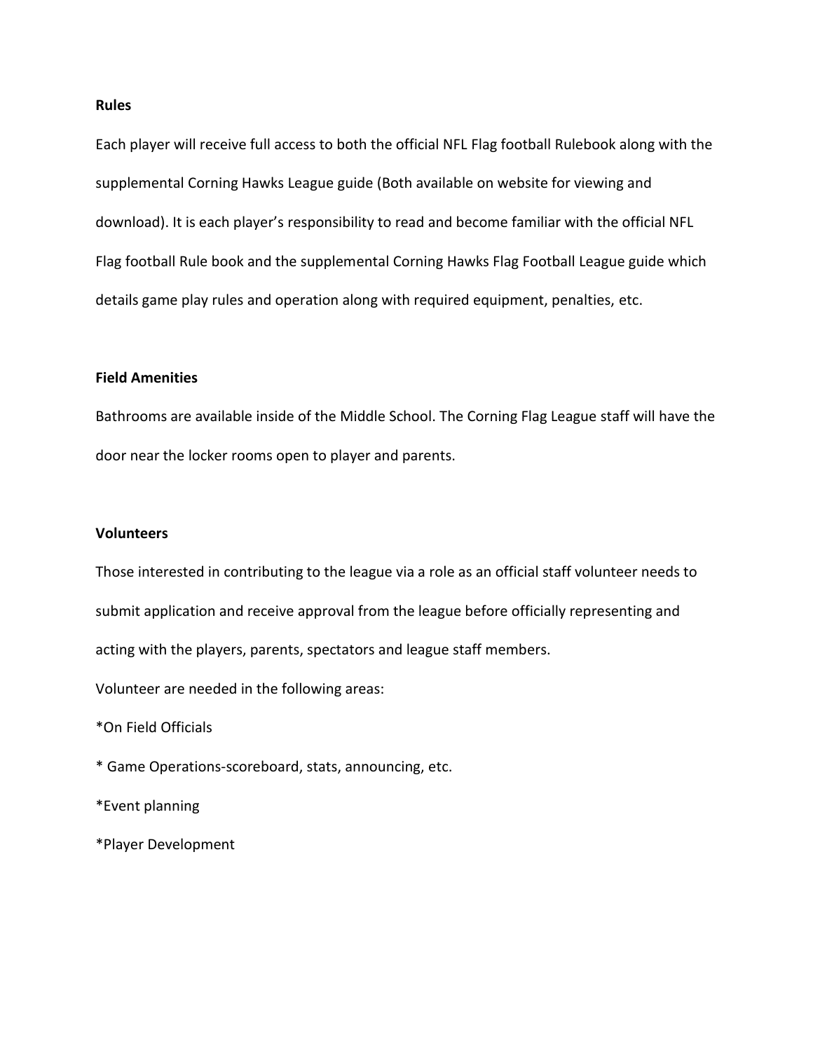**Rules**

Each player will receive full access to both the official NFL Flag football Rulebook along with the supplemental Corning Hawks League guide (Both available on website for viewing and download). It is each player's responsibility to read and become familiar with the official NFL Flag football Rule book and the supplemental Corning Hawks Flag Football League guide which details game play rules and operation along with required equipment, penalties, etc.

**Field Amenities**

Bathrooms are available inside of the Middle School. The Corning Flag League staff will have the door near the locker rooms open to player and parents.

**Volunteers**

Those interested in contributing to the league via a role as an official staff volunteer needs to submit application and receive approval from the league before officially representing and acting with the players, parents, spectators and league staff members.

Volunteer are needed in the following areas:

*On Field Officials

* Game Operations-scoreboard, stats, announcing, etc.

*Event planning

*Player Development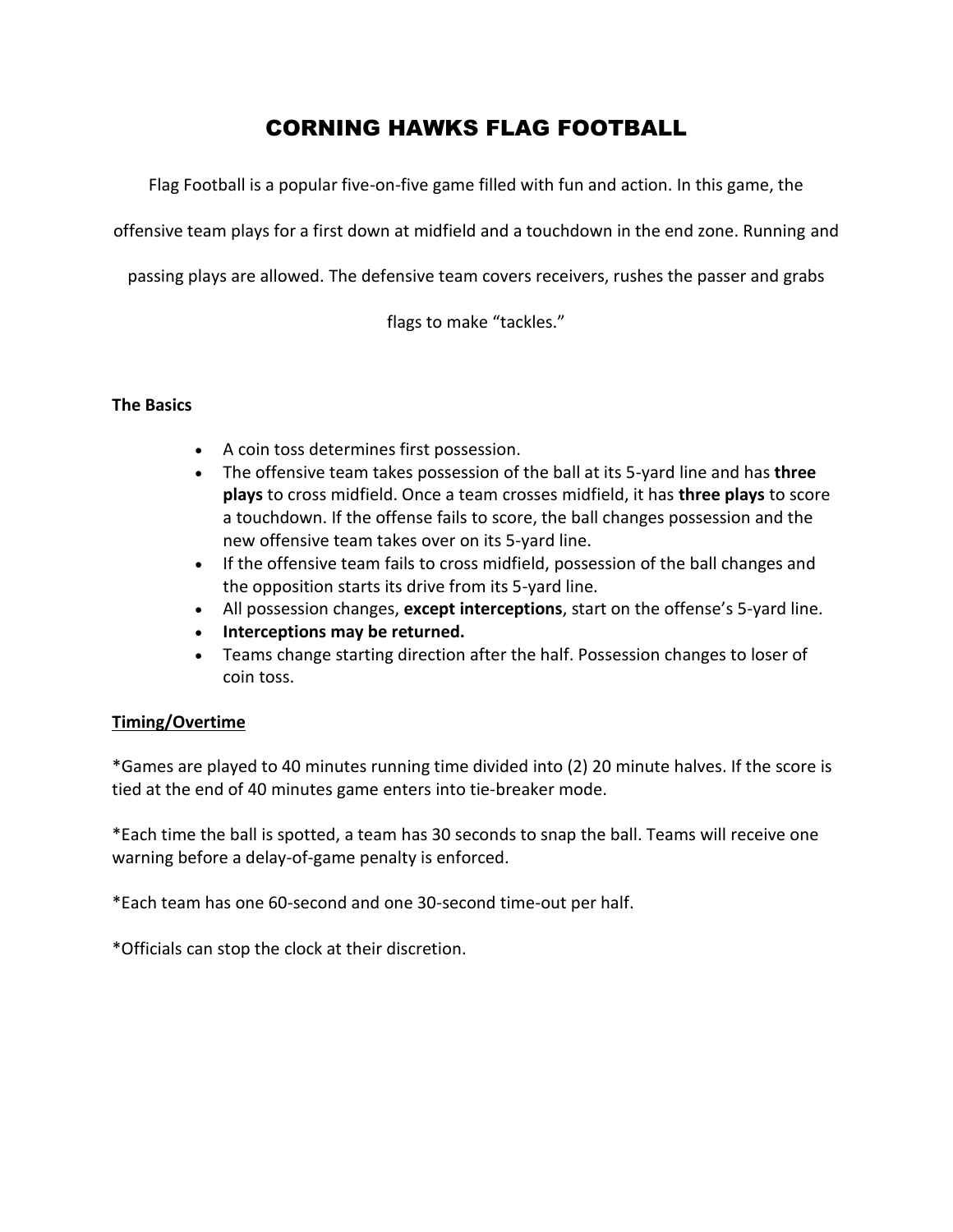# CORNING HAWKS FLAG FOOTBALL

Flag Football is a popular five-on-five game filled with fun and action. In this game, the offensive team plays for a first down at midfield and a touchdown in the end zone. Running and passing plays are allowed. The defensive team covers receivers, rushes the passer and grabs flags to make "tackles."

**The Basics**

- A coin toss determines first possession.
- The offensive team takes possession of the ball at its 5-yard line and has **three plays** to cross midfield. Once a team crosses midfield, it has **three plays** to score a touchdown. If the offense fails to score, the ball changes possession and the new offensive team takes over on its 5-yard line.
- If the offensive team fails to cross midfield, possession of the ball changes and the opposition starts its drive from its 5-yard line.
- All possession changes, **except interceptions**, start on the offense's 5-yard line.
- **Interceptions may be returned.**
- Teams change starting direction after the half. Possession changes to loser of coin toss.

**Timing/Overtime**

*Games are played to 40 minutes running time divided into (2) 20 minute halves. If the score is tied at the end of 40 minutes game enters into tie-breaker mode.

*Each time the ball is spotted, a team has 30 seconds to snap the ball. Teams will receive one warning before a delay-of-game penalty is enforced.

*Each team has one 60-second and one 30-second time-out per half.

*Officials can stop the clock at their discretion.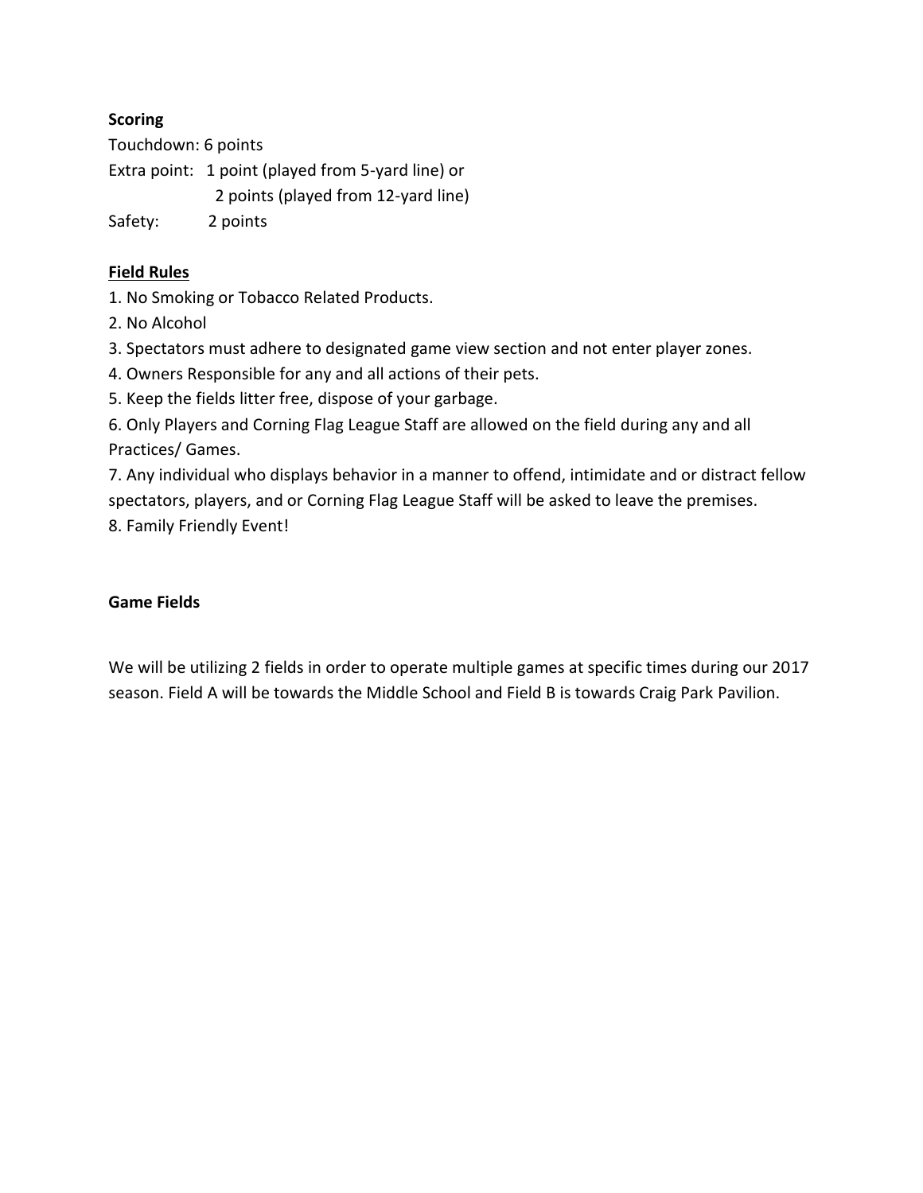**Scoring**

Touchdown: 6 points

Extra point: 1 point (played from 5-yard line) or
2 points (played from 12-yard line)

Safety: 2 points

**Field Rules**

1. No Smoking or Tobacco Related Products.
2. No Alcohol
3. Spectators must adhere to designated game view section and not enter player zones.
4. Owners Responsible for any and all actions of their pets.
5. Keep the fields litter free, dispose of your garbage.
6. Only Players and Corning Flag League Staff are allowed on the field during any and all Practices/ Games.
7. Any individual who displays behavior in a manner to offend, intimidate and or distract fellow spectators, players, and or Corning Flag League Staff will be asked to leave the premises.
8. Family Friendly Event!

**Game Fields**

We will be utilizing 2 fields in order to operate multiple games at specific times during our 2017 season. Field A will be towards the Middle School and Field B is towards Craig Park Pavilion.